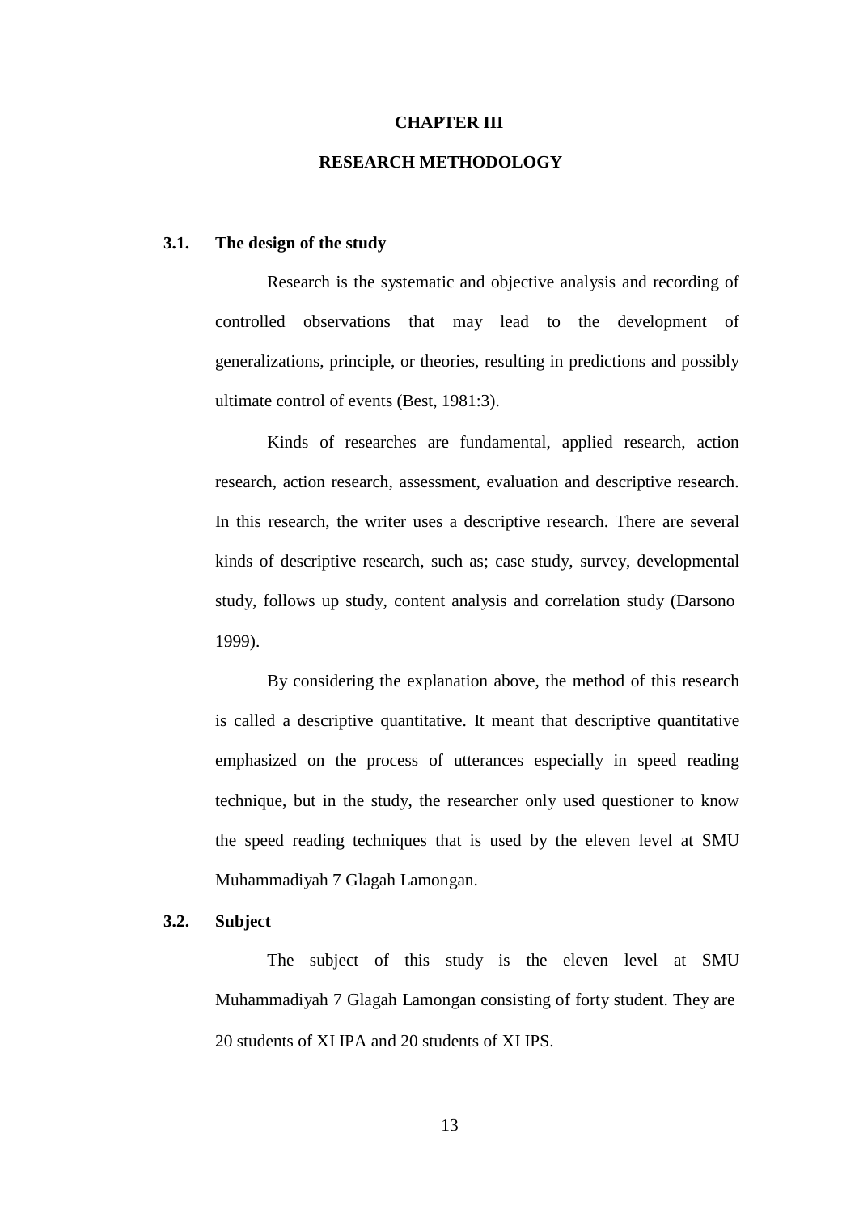# CHAPTER III

# RESEARCH METHODOLOGY

## 3.1. The design of the study

Research is the systematic and objective analysis and recording of controlled observations that may lead to the development of generalizations, principle, or theories, resulting in predictions and possibly ultimate control of events (Best, 1981:3).

Kinds of researches are fundamental, applied research, action research, action research, assessment, evaluation and descriptive research. In this research, the writer uses a descriptive research. There are several kinds of descriptive research, such as; case study, survey, developmental study, follows up study, content analysis and correlation study (Darsono 1999).

By considering the explanation above, the method of this research is called a descriptive quantitative. It meant that descriptive quantitative emphasized on the process of utterances especially in speed reading technique, but in the study, the researcher only used questioner to know the speed reading techniques that is used by the eleven level at SMU Muhammadiyah 7 Glagah Lamongan.

## 3.2. Subject

The subject of this study is the eleven level at SMU Muhammadiyah 7 Glagah Lamongan consisting of forty student. They are 20 students of XI IPA and 20 students of XI IPS.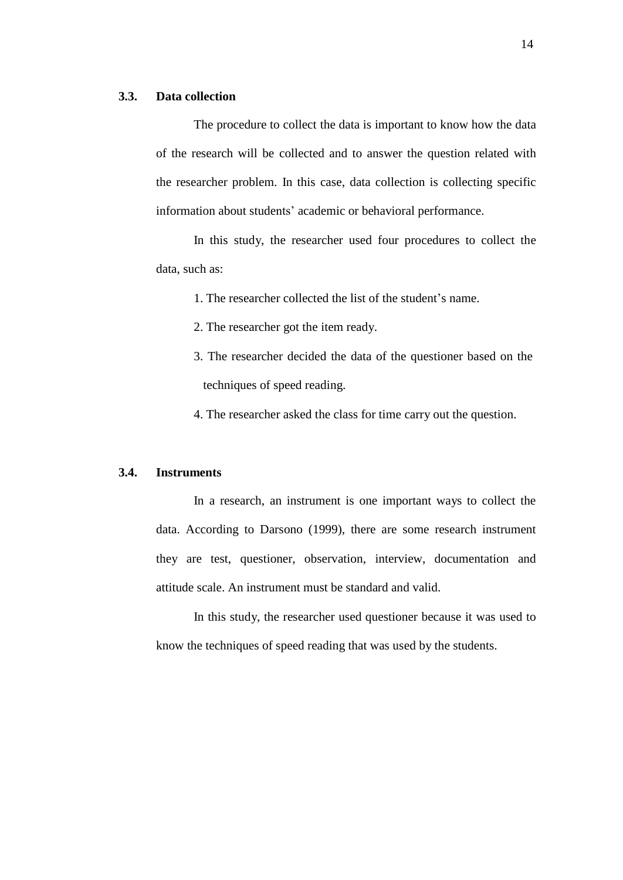### 3.3. Data collection

The procedure to collect the data is important to know how the data of the research will be collected and to answer the question related with the researcher problem. In this case, data collection is collecting specific information about students' academic or behavioral performance.

In this study, the researcher used four procedures to collect the data, such as:

1. The researcher collected the list of the student's name.
2. The researcher got the item ready.
3. The researcher decided the data of the questioner based on the techniques of speed reading.
4. The researcher asked the class for time carry out the question.

### 3.4. Instruments

In a research, an instrument is one important ways to collect the data. According to Darsono (1999), there are some research instrument they are test, questioner, observation, interview, documentation and attitude scale. An instrument must be standard and valid.

In this study, the researcher used questioner because it was used to know the techniques of speed reading that was used by the students.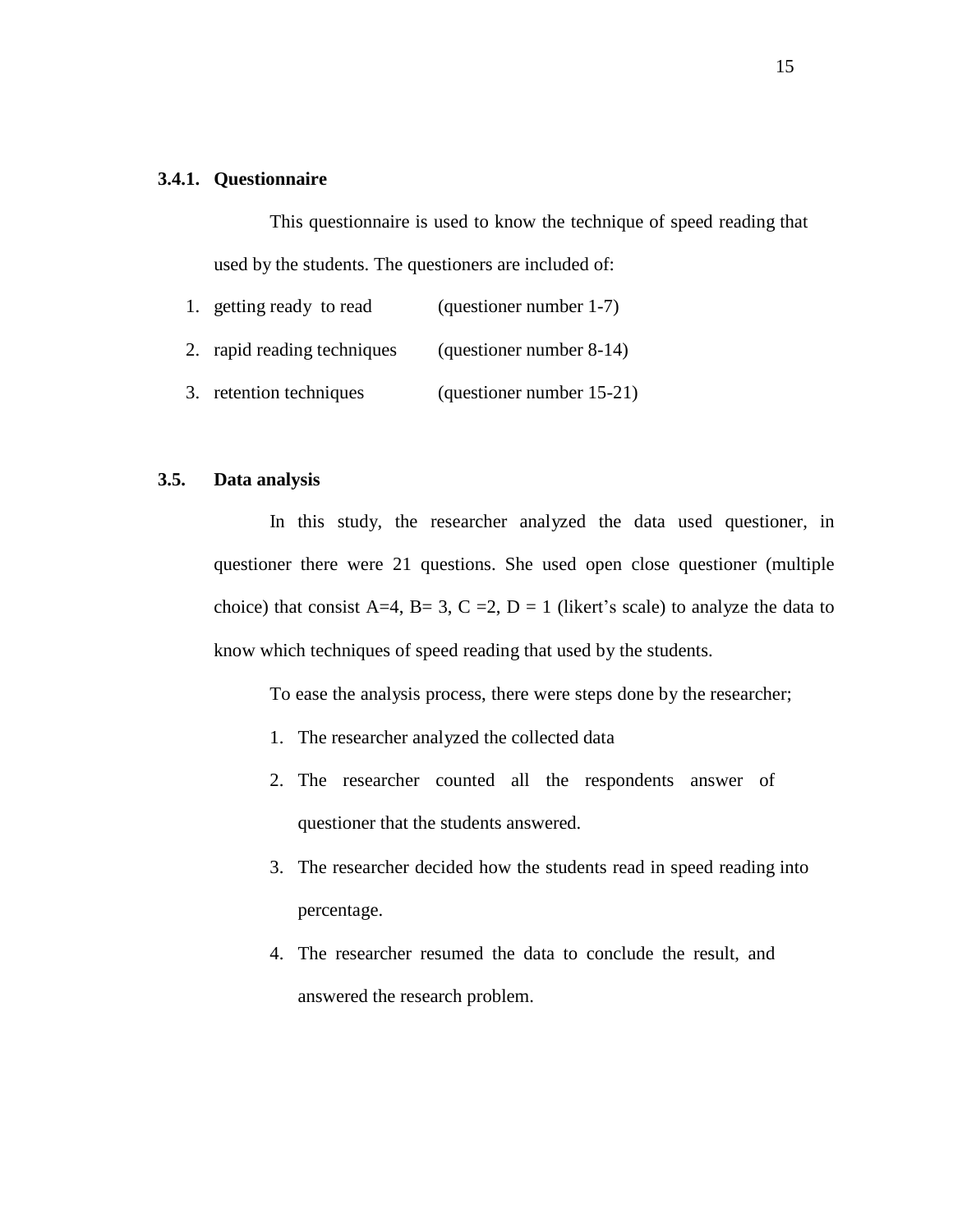### 3.4.1. Questionnaire

This questionnaire is used to know the technique of speed reading that used by the students. The questioners are included of:

1. getting ready to read (questioner number 1-7)
2. rapid reading techniques (questioner number 8-14)
3. retention techniques (questioner number 15-21)

## 3.5. Data analysis

In this study, the researcher analyzed the data used questioner, in questioner there were 21 questions. She used open close questioner (multiple choice) that consist A=4, B= 3, C =2, D = 1 (likert's scale) to analyze the data to know which techniques of speed reading that used by the students.

To ease the analysis process, there were steps done by the researcher;

1. The researcher analyzed the collected data
2. The researcher counted all the respondents answer of questioner that the students answered.
3. The researcher decided how the students read in speed reading into percentage.
4. The researcher resumed the data to conclude the result, and answered the research problem.